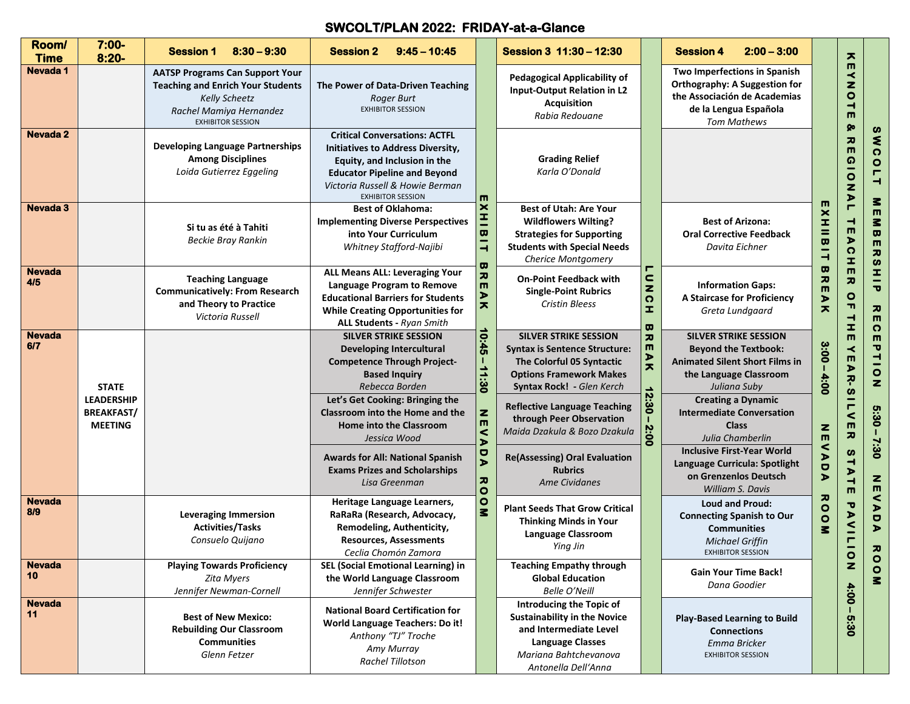# SWCOLT/PLAN 2022: FRIDAY-at-a-Glance

| Room/ Time | 7:00-8:20- | Session 1 8:30 – 9:30 | Session 2 9:45 – 10:45 | | Session 3 11:30 – 12:30 | | Session 4 2:00 – 3:00 | | | |
|---|---|---|---|---|---|---|---|---|---|---|
| Nevada 1 | | **AATSP Programs Can Support Your Teaching and Enrich Your Students** *Kelly Scheetz* *Rachel Mamiya Hernandez* EXHIBITOR SESSION | **The Power of Data-Driven Teaching** *Roger Burt* EXHIBITOR SESSION | EXHIBIT BREAK 10:45 – 11:30 NEVADA ROOM | **Pedagogical Applicability of Input-Output Relation in L2 Acquisition** *Rabia Redouane* | LUNCH BREAK 12:30 – 2:00 | **Two Imperfections in Spanish Orthography: A Suggestion for the Associación de Academias de la Lengua Española** *Tom Mathews* | EXHIIBIT BREAK 3:00 – 4:00 NEVADA ROOM | KEYNOTE & REGIONAL TEACHER OF THE YEAR-SILVER STATE PAVILION 4:00 – 5:30 | SWCOLT MEMBERSHIP RECEPTION 5:30 – 7:30 NEVADA ROOM |
| Nevada 2 | | **Developing Language Partnerships Among Disciplines** *Loida Gutierrez Eggeling* | **Critical Conversations: ACTFL Initiatives to Address Diversity, Equity, and Inclusion in the Educator Pipeline and Beyond** *Victoria Russell & Howie Berman* EXHIBITOR SESSION | | **Grading Relief** *Karla O'Donald* | | | | | |
| Nevada 3 | | **Si tu as été à Tahiti** *Beckie Bray Rankin* | **Best of Oklahoma: Implementing Diverse Perspectives into Your Curriculum** *Whitney Stafford-Najibi* | | **Best of Utah: Are Your Wildflowers Wilting? Strategies for Supporting Students with Special Needs** *Cherice Montgomery* | | **Best of Arizona: Oral Corrective Feedback** *Davita Eichner* | | | |
| Nevada 4/5 | | **Teaching Language Communicatively: From Research and Theory to Practice** *Victoria Russell* | **ALL Means ALL: Leveraging Your Language Program to Remove Educational Barriers for Students While Creating Opportunities for ALL Students** - *Ryan Smith* | | **On-Point Feedback with Single-Point Rubrics** *Cristin Bleess* | | **Information Gaps: A Staircase for Proficiency** *Greta Lundgaard* | | | |
| Nevada 6/7 | **STATE LEADERSHIP BREAKFAST/ MEETING** | | **SILVER STRIKE SESSION Developing Intercultural Competence Through Project-Based Inquiry** *Rebecca Borden* | | **SILVER STRIKE SESSION Syntax is Sentence Structure: The Colorful 05 Syntactic Options Framework Makes Syntax Rock!** - *Glen Kerch* | | **SILVER STRIKE SESSION Beyond the Textbook: Animated Silent Short Films in the Language Classroom** *Juliana Suby* | | | |
| | | | **Let's Get Cooking: Bringing the Classroom into the Home and the Home into the Classroom** *Jessica Wood* | | **Reflective Language Teaching through Peer Observation** *Maida Dzakula & Bozo Dzakula* | | **Creating a Dynamic Intermediate Conversation Class** *Julia Chamberlin* | | | |
| | | | **Awards for All: National Spanish Exams Prizes and Scholarships** *Lisa Greenman* | | **Re(Assessing) Oral Evaluation Rubrics** *Ame Cividanes* | | **Inclusive First-Year World Language Curricula: Spotlight on Grenzenlos Deutsch** *William S. Davis* | | | |
| Nevada 8/9 | | **Leveraging Immersion Activities/Tasks** *Consuelo Quijano* | **Heritage Language Learners, RaRaRa (Research, Advocacy, Remodeling, Authenticity, Resources, Assessments** *Ceclia Chomón Zamora* | | **Plant Seeds That Grow Critical Thinking Minds in Your Language Classroom** *Ying Jin* | | **Loud and Proud: Connecting Spanish to Our Communities** *Michael Griffin* EXHIBITOR SESSION | | | |
| Nevada 10 | | **Playing Towards Proficiency** *Zita Myers* *Jennifer Newman-Cornell* | **SEL (Social Emotional Learning) in the World Language Classroom** *Jennifer Schwester* | | **Teaching Empathy through Global Education** *Belle O'Neill* | | **Gain Your Time Back!** *Dana Goodier* | | | |
| Nevada 11 | | **Best of New Mexico: Rebuilding Our Classroom Communities** *Glenn Fetzer* | **National Board Certification for World Language Teachers: Do it!** *Anthony "TJ" Troche* *Amy Murray* *Rachel Tillotson* | | **Introducing the Topic of Sustainability in the Novice and Intermediate Level Language Classes** *Mariana Bahtchevanova* *Antonella Dell'Anna* | | **Play-Based Learning to Build Connections** *Emma Bricker* EXHIBITOR SESSION | | | |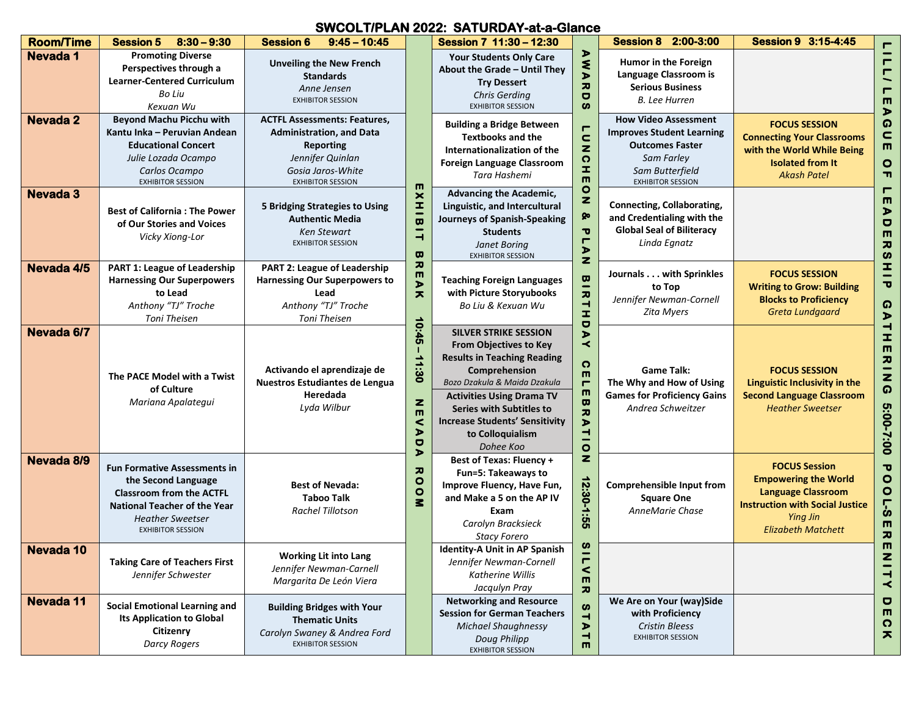# SWCOLT/PLAN 2022: SATURDAY-at-a-Glance

| Room/Time | Session 5 8:30 – 9:30 | Session 6 9:45 – 10:45 | | Session 7 11:30 – 12:30 | | Session 8 2:00-3:00 | Session 9 3:15-4:45 | |
|---|---|---|---|---|---|---|---|---|
| Nevada 1 | **Promoting Diverse Perspectives through a Learner-Centered Curriculum** *Bo Liu* *Kexuan Wu* | **Unveiling the New French Standards** *Anne Jensen* EXHIBITOR SESSION | EXHIBIT BREAK 10:45 – 11:30 NEVADA ROOM | **Your Students Only Care About the Grade – Until They Try Dessert** *Chris Gerding* EXHIBITOR SESSION | AWARDS LUNCHEON & PLAN BIRTHDAY CELEBRATION 12:30-1:55 SILVER STATE | **Humor in the Foreign Language Classroom is Serious Business** *B. Lee Hurren* | | LILL/ LEAGUE OF LEADERSHIP GATHERING 5:00-7:00 POOL-SERENITY DECK |
| Nevada 2 | **Beyond Machu Picchu with Kantu Inka – Peruvian Andean Educational Concert** *Julie Lozada Ocampo* *Carlos Ocampo* EXHIBITOR SESSION | **ACTFL Assessments: Features, Administration, and Data Reporting** *Jennifer Quinlan* *Gosia Jaros-White* EXHIBITOR SESSION | | **Building a Bridge Between Textbooks and the Internationalization of the Foreign Language Classroom** *Tara Hashemi* | | **How Video Assessment Improves Student Learning Outcomes Faster** *Sam Farley* *Sam Butterfield* EXHIBITOR SESSION | **FOCUS SESSION** **Connecting Your Classrooms with the World While Being Isolated from It** *Akash Patel* | |
| Nevada 3 | **Best of California : The Power of Our Stories and Voices** *Vicky Xiong-Lor* | **5 Bridging Strategies to Using Authentic Media** *Ken Stewart* EXHIBITOR SESSION | | **Advancing the Academic, Linguistic, and Intercultural Journeys of Spanish-Speaking Students** *Janet Boring* EXHIBITOR SESSION | | **Connecting, Collaborating, and Credentialing with the Global Seal of Biliteracy** *Linda Egnatz* | | |
| Nevada 4/5 | **PART 1: League of Leadership Harnessing Our Superpowers to Lead** *Anthony "TJ" Troche* *Toni Theisen* | **PART 2: League of Leadership Harnessing Our Superpowers to Lead** *Anthony "TJ" Troche* *Toni Theisen* | | **Teaching Foreign Languages with Picture Storybooks** *Bo Liu & Kexuan Wu* | | **Journals . . . with Sprinkles to Top** *Jennifer Newman-Cornell* *Zita Myers* | **FOCUS SESSION** **Writing to Grow: Building Blocks to Proficiency** *Greta Lundgaard* | |
| Nevada 6/7 | **The PACE Model with a Twist of Culture** *Mariana Apalategui* | **Activando el aprendizaje de Nuestros Estudiantes de Lengua Heredada** *Lyda Wilbur* | | **SILVER STRIKE SESSION** **From Objectives to Key Results in Teaching Reading Comprehension** *Bozo Dzakula & Maida Dzakula* / **Activities Using Drama TV Series with Subtitles to Increase Students' Sensitivity to Colloquialism** *Dohee Koo* | | **Game Talk: The Why and How of Using Games for Proficiency Gains** *Andrea Schweitzer* | **FOCUS SESSION** **Linguistic Inclusivity in the Second Language Classroom** *Heather Sweetser* | |
| Nevada 8/9 | **Fun Formative Assessments in the Second Language Classroom from the ACTFL National Teacher of the Year** *Heather Sweetser* EXHIBITOR SESSION | **Best of Nevada: Taboo Talk** *Rachel Tillotson* | | **Best of Texas: Fluency + Fun=5: Takeaways to Improve Fluency, Have Fun, and Make a 5 on the AP IV Exam** *Carolyn Bracksieck* *Stacy Forero* | | **Comprehensible Input from Square One** *AnneMarie Chase* | **FOCUS Session** **Empowering the World Language Classroom Instruction with Social Justice** *Ying Jin* *Elizabeth Matchett* | |
| Nevada 10 | **Taking Care of Teachers First** *Jennifer Schwester* | **Working Lit into Lang** *Jennifer Newman-Carnell* *Margarita De León Viera* | | **Identity-A Unit in AP Spanish** *Jennifer Newman-Cornell* *Katherine Willis* *Jacqulyn Pray* | | | | |
| Nevada 11 | **Social Emotional Learning and Its Application to Global Citizenry** *Darcy Rogers* | **Building Bridges with Your Thematic Units** *Carolyn Swaney & Andrea Ford* EXHIBITOR SESSION | | **Networking and Resource Session for German Teachers** *Michael Shaughnessy* *Doug Philipp* EXHIBITOR SESSION | | **We Are on Your (way)Side with Proficiency** *Cristin Bleess* EXHIBITOR SESSION | | |